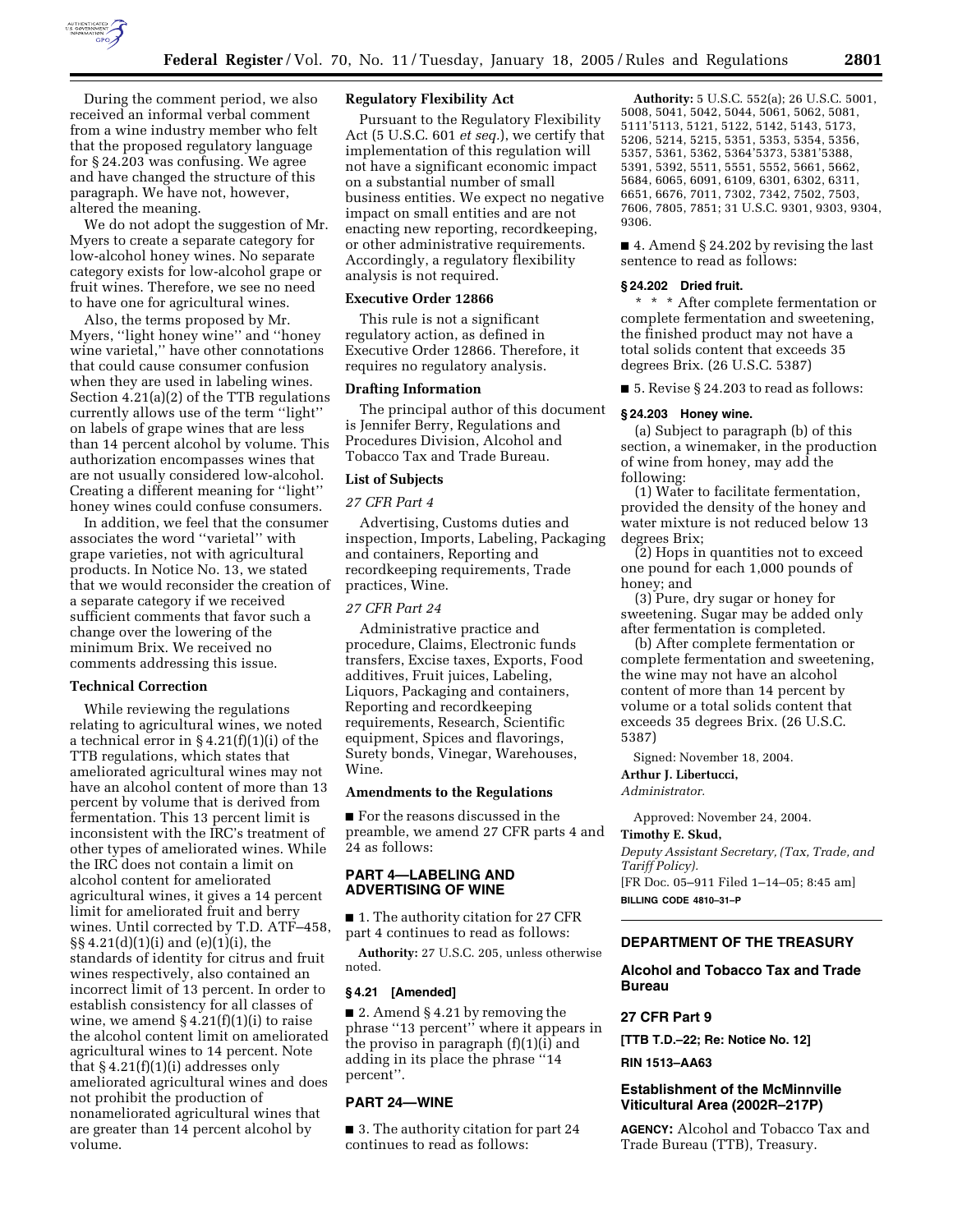During the comment period, we also received an informal verbal comment from a wine industry member who felt that the proposed regulatory language for § 24.203 was confusing. We agree and have changed the structure of this paragraph. We have not, however, altered the meaning.

We do not adopt the suggestion of Mr. Myers to create a separate category for low-alcohol honey wines. No separate category exists for low-alcohol grape or fruit wines. Therefore, we see no need to have one for agricultural wines.

Also, the terms proposed by Mr. Myers, ''light honey wine'' and ''honey wine varietal,'' have other connotations that could cause consumer confusion when they are used in labeling wines. Section 4.21(a)(2) of the TTB regulations currently allows use of the term ''light'' on labels of grape wines that are less than 14 percent alcohol by volume. This authorization encompasses wines that are not usually considered low-alcohol. Creating a different meaning for ''light'' honey wines could confuse consumers.

In addition, we feel that the consumer associates the word ''varietal'' with grape varieties, not with agricultural products. In Notice No. 13, we stated that we would reconsider the creation of a separate category if we received sufficient comments that favor such a change over the lowering of the minimum Brix. We received no comments addressing this issue.

**Technical Correction**

While reviewing the regulations relating to agricultural wines, we noted a technical error in § 4.21(f)(1)(i) of the TTB regulations, which states that ameliorated agricultural wines may not have an alcohol content of more than 13 percent by volume that is derived from fermentation. This 13 percent limit is inconsistent with the IRC's treatment of other types of ameliorated wines. While the IRC does not contain a limit on alcohol content for ameliorated agricultural wines, it gives a 14 percent limit for ameliorated fruit and berry wines. Until corrected by T.D. ATF–458, §§ 4.21(d)(1)(i) and (e)(1)(i), the standards of identity for citrus and fruit wines respectively, also contained an incorrect limit of 13 percent. In order to establish consistency for all classes of wine, we amend § 4.21(f)(1)(i) to raise the alcohol content limit on ameliorated agricultural wines to 14 percent. Note that § 4.21(f)(1)(i) addresses only ameliorated agricultural wines and does not prohibit the production of nonameliorated agricultural wines that are greater than 14 percent alcohol by volume.

**Regulatory Flexibility Act**

Pursuant to the Regulatory Flexibility Act (5 U.S.C. 601 *et seq.*), we certify that implementation of this regulation will not have a significant economic impact on a substantial number of small business entities. We expect no negative impact on small entities and are not enacting new reporting, recordkeeping, or other administrative requirements. Accordingly, a regulatory flexibility analysis is not required.

**Executive Order 12866**

This rule is not a significant regulatory action, as defined in Executive Order 12866. Therefore, it requires no regulatory analysis.

**Drafting Information**

The principal author of this document is Jennifer Berry, Regulations and Procedures Division, Alcohol and Tobacco Tax and Trade Bureau.

**List of Subjects**

*27 CFR Part 4*

Advertising, Customs duties and inspection, Imports, Labeling, Packaging and containers, Reporting and recordkeeping requirements, Trade practices, Wine.

*27 CFR Part 24*

Administrative practice and procedure, Claims, Electronic funds transfers, Excise taxes, Exports, Food additives, Fruit juices, Labeling, Liquors, Packaging and containers, Reporting and recordkeeping requirements, Research, Scientific equipment, Spices and flavorings, Surety bonds, Vinegar, Warehouses, Wine.

**Amendments to the Regulations**

■ For the reasons discussed in the preamble, we amend 27 CFR parts 4 and 24 as follows:

## PART 4—LABELING AND ADVERTISING OF WINE

■ 1. The authority citation for 27 CFR part 4 continues to read as follows:

**Authority:** 27 U.S.C. 205, unless otherwise noted.

**§ 4.21 [Amended]**

■ 2. Amend § 4.21 by removing the phrase ''13 percent'' where it appears in the proviso in paragraph (f)(1)(i) and adding in its place the phrase ''14 percent''.

## PART 24—WINE

■ 3. The authority citation for part 24 continues to read as follows:

**Authority:** 5 U.S.C. 552(a); 26 U.S.C. 5001, 5008, 5041, 5042, 5044, 5061, 5062, 5081, 5111'5113, 5121, 5122, 5142, 5143, 5173, 5206, 5214, 5215, 5351, 5353, 5354, 5356, 5357, 5361, 5362, 5364'5373, 5381'5388, 5391, 5392, 5511, 5551, 5552, 5661, 5662, 5684, 6065, 6091, 6109, 6301, 6302, 6311, 6651, 6676, 7011, 7302, 7342, 7502, 7503, 7606, 7805, 7851; 31 U.S.C. 9301, 9303, 9304, 9306.

■ 4. Amend § 24.202 by revising the last sentence to read as follows:

**§ 24.202 Dried fruit.**

* * * After complete fermentation or complete fermentation and sweetening, the finished product may not have a total solids content that exceeds 35 degrees Brix. (26 U.S.C. 5387)

■ 5. Revise § 24.203 to read as follows:

**§ 24.203 Honey wine.**

(a) Subject to paragraph (b) of this section, a winemaker, in the production of wine from honey, may add the following:

(1) Water to facilitate fermentation, provided the density of the honey and water mixture is not reduced below 13 degrees Brix;

(2) Hops in quantities not to exceed one pound for each 1,000 pounds of honey; and

(3) Pure, dry sugar or honey for sweetening. Sugar may be added only after fermentation is completed.

(b) After complete fermentation or complete fermentation and sweetening, the wine may not have an alcohol content of more than 14 percent by volume or a total solids content that exceeds 35 degrees Brix. (26 U.S.C. 5387)

Signed: November 18, 2004.

**Arthur J. Libertucci,**

*Administrator.*

Approved: November 24, 2004.

**Timothy E. Skud,**

*Deputy Assistant Secretary, (Tax, Trade, and Tariff Policy).*

[FR Doc. 05–911 Filed 1–14–05; 8:45 am]

**BILLING CODE 4810–31–P**

## DEPARTMENT OF THE TREASURY

### Alcohol and Tobacco Tax and Trade Bureau

### 27 CFR Part 9

**[TTB T.D.–22; Re: Notice No. 12]**

**RIN 1513–AA63**

### Establishment of the McMinnville Viticultural Area (2002R–217P)

**AGENCY:** Alcohol and Tobacco Tax and Trade Bureau (TTB), Treasury.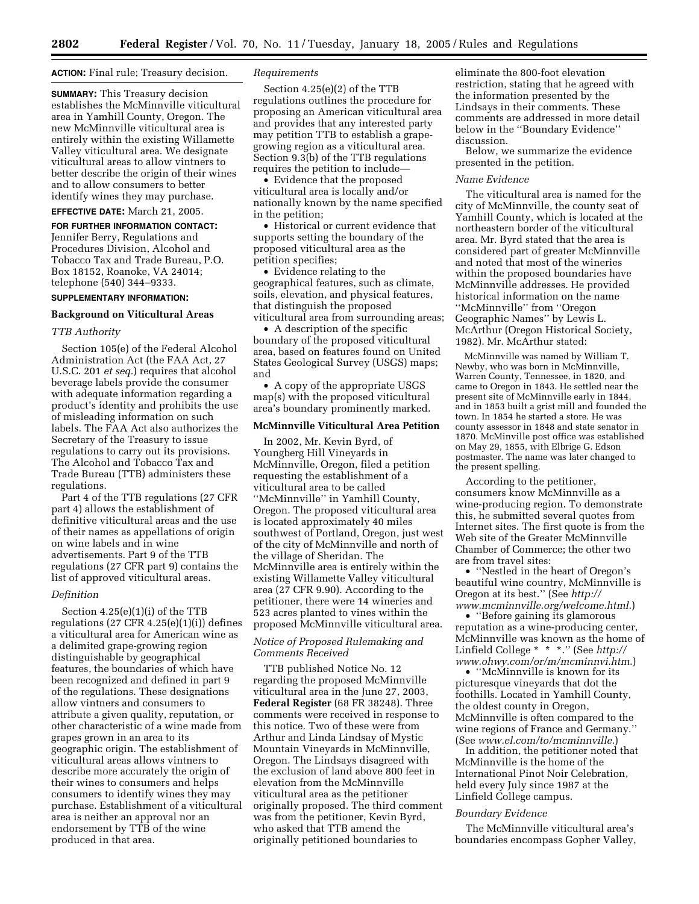**ACTION:** Final rule; Treasury decision.

**SUMMARY:** This Treasury decision establishes the McMinnville viticultural area in Yamhill County, Oregon. The new McMinnville viticultural area is entirely within the existing Willamette Valley viticultural area. We designate viticultural areas to allow vintners to better describe the origin of their wines and to allow consumers to better identify wines they may purchase.

**EFFECTIVE DATE:** March 21, 2005.

**FOR FURTHER INFORMATION CONTACT:** Jennifer Berry, Regulations and Procedures Division, Alcohol and Tobacco Tax and Trade Bureau, P.O. Box 18152, Roanoke, VA 24014; telephone (540) 344–9333.

**SUPPLEMENTARY INFORMATION:**

## Background on Viticultural Areas

*TTB Authority*

Section 105(e) of the Federal Alcohol Administration Act (the FAA Act, 27 U.S.C. 201 *et seq.*) requires that alcohol beverage labels provide the consumer with adequate information regarding a product's identity and prohibits the use of misleading information on such labels. The FAA Act also authorizes the Secretary of the Treasury to issue regulations to carry out its provisions. The Alcohol and Tobacco Tax and Trade Bureau (TTB) administers these regulations.

Part 4 of the TTB regulations (27 CFR part 4) allows the establishment of definitive viticultural areas and the use of their names as appellations of origin on wine labels and in wine advertisements. Part 9 of the TTB regulations (27 CFR part 9) contains the list of approved viticultural areas.

*Definition*

Section 4.25(e)(1)(i) of the TTB regulations (27 CFR 4.25(e)(1)(i)) defines a viticultural area for American wine as a delimited grape-growing region distinguishable by geographical features, the boundaries of which have been recognized and defined in part 9 of the regulations. These designations allow vintners and consumers to attribute a given quality, reputation, or other characteristic of a wine made from grapes grown in an area to its geographic origin. The establishment of viticultural areas allows vintners to describe more accurately the origin of their wines to consumers and helps consumers to identify wines they may purchase. Establishment of a viticultural area is neither an approval nor an endorsement by TTB of the wine produced in that area.

*Requirements*

Section 4.25(e)(2) of the TTB regulations outlines the procedure for proposing an American viticultural area and provides that any interested party may petition TTB to establish a grape-growing region as a viticultural area. Section 9.3(b) of the TTB regulations requires the petition to include—

- Evidence that the proposed viticultural area is locally and/or nationally known by the name specified in the petition;
- Historical or current evidence that supports setting the boundary of the proposed viticultural area as the petition specifies;
- Evidence relating to the geographical features, such as climate, soils, elevation, and physical features, that distinguish the proposed viticultural area from surrounding areas;
- A description of the specific boundary of the proposed viticultural area, based on features found on United States Geological Survey (USGS) maps; and
- A copy of the appropriate USGS map(s) with the proposed viticultural area's boundary prominently marked.

## McMinnville Viticultural Area Petition

In 2002, Mr. Kevin Byrd, of Youngberg Hill Vineyards in McMinnville, Oregon, filed a petition requesting the establishment of a viticultural area to be called "McMinnville" in Yamhill County, Oregon. The proposed viticultural area is located approximately 40 miles southwest of Portland, Oregon, just west of the city of McMinnville and north of the village of Sheridan. The McMinnville area is entirely within the existing Willamette Valley viticultural area (27 CFR 9.90). According to the petitioner, there were 14 wineries and 523 acres planted to vines within the proposed McMinnville viticultural area.

*Notice of Proposed Rulemaking and Comments Received*

TTB published Notice No. 12 regarding the proposed McMinnville viticultural area in the June 27, 2003, **Federal Register** (68 FR 38248). Three comments were received in response to this notice. Two of these were from Arthur and Linda Lindsay of Mystic Mountain Vineyards in McMinnville, Oregon. The Lindsays disagreed with the exclusion of land above 800 feet in elevation from the McMinnville viticultural area as the petitioner originally proposed. The third comment was from the petitioner, Kevin Byrd, who asked that TTB amend the originally petitioned boundaries to eliminate the 800-foot elevation restriction, stating that he agreed with the information presented by the Lindsays in their comments. These comments are addressed in more detail below in the "Boundary Evidence" discussion.

Below, we summarize the evidence presented in the petition.

*Name Evidence*

The viticultural area is named for the city of McMinnville, the county seat of Yamhill County, which is located at the northeastern border of the viticultural area. Mr. Byrd stated that the area is considered part of greater McMinnville and noted that most of the wineries within the proposed boundaries have McMinnville addresses. He provided historical information on the name "McMinnville" from "Oregon Geographic Names" by Lewis L. McArthur (Oregon Historical Society, 1982). Mr. McArthur stated:

> McMinnville was named by William T. Newby, who was born in McMinnville, Warren County, Tennessee, in 1820, and came to Oregon in 1843. He settled near the present site of McMinnville early in 1844, and in 1853 built a grist mill and founded the town. In 1854 he started a store. He was county assessor in 1848 and state senator in 1870. McMinville post office was established on May 29, 1855, with Elbrige G. Edson postmaster. The name was later changed to the present spelling.

According to the petitioner, consumers know McMinnville as a wine-producing region. To demonstrate this, he submitted several quotes from Internet sites. The first quote is from the Web site of the Greater McMinnville Chamber of Commerce; the other two are from travel sites:

- "Nestled in the heart of Oregon's beautiful wine country, McMinnville is Oregon at its best." (See *http://www.mcminnville.org/welcome.html*.)
- "Before gaining its glamorous reputation as a wine-producing center, McMinnville was known as the home of Linfield College * * *." (See *http://www.ohwy.com/or/m/mcminnvi.htm*.)
- "McMinnville is known for its picturesque vineyards that dot the foothills. Located in Yamhill County, the oldest county in Oregon, McMinnville is often compared to the wine regions of France and Germany." (See *www.el.com/to/mcminnville*.)

In addition, the petitioner noted that McMinnville is the home of the International Pinot Noir Celebration, held every July since 1987 at the Linfield College campus.

*Boundary Evidence*

The McMinnville viticultural area's boundaries encompass Gopher Valley,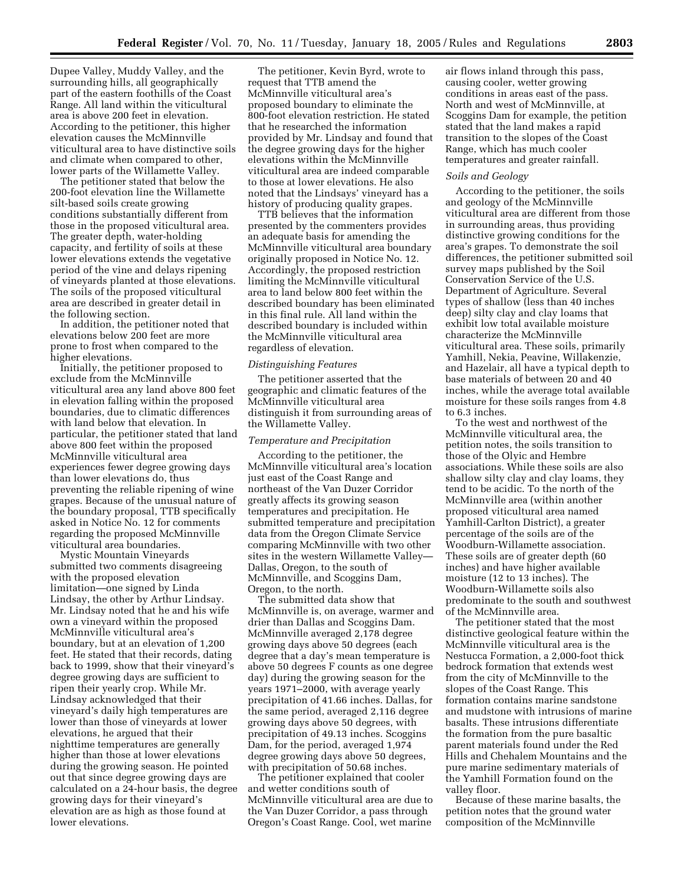Dupee Valley, Muddy Valley, and the surrounding hills, all geographically part of the eastern foothills of the Coast Range. All land within the viticultural area is above 200 feet in elevation. According to the petitioner, this higher elevation causes the McMinnville viticultural area to have distinctive soils and climate when compared to other, lower parts of the Willamette Valley.

The petitioner stated that below the 200-foot elevation line the Willamette silt-based soils create growing conditions substantially different from those in the proposed viticultural area. The greater depth, water-holding capacity, and fertility of soils at these lower elevations extends the vegetative period of the vine and delays ripening of vineyards planted at those elevations. The soils of the proposed viticultural area are described in greater detail in the following section.

In addition, the petitioner noted that elevations below 200 feet are more prone to frost when compared to the higher elevations.

Initially, the petitioner proposed to exclude from the McMinnville viticultural area any land above 800 feet in elevation falling within the proposed boundaries, due to climatic differences with land below that elevation. In particular, the petitioner stated that land above 800 feet within the proposed McMinnville viticultural area experiences fewer degree growing days than lower elevations do, thus preventing the reliable ripening of wine grapes. Because of the unusual nature of the boundary proposal, TTB specifically asked in Notice No. 12 for comments regarding the proposed McMinnville viticultural area boundaries.

Mystic Mountain Vineyards submitted two comments disagreeing with the proposed elevation limitation—one signed by Linda Lindsay, the other by Arthur Lindsay. Mr. Lindsay noted that he and his wife own a vineyard within the proposed McMinnville viticultural area's boundary, but at an elevation of 1,200 feet. He stated that their records, dating back to 1999, show that their vineyard's degree growing days are sufficient to ripen their yearly crop. While Mr. Lindsay acknowledged that their vineyard's daily high temperatures are lower than those of vineyards at lower elevations, he argued that their nighttime temperatures are generally higher than those at lower elevations during the growing season. He pointed out that since degree growing days are calculated on a 24-hour basis, the degree growing days for their vineyard's elevation are as high as those found at lower elevations.

The petitioner, Kevin Byrd, wrote to request that TTB amend the McMinnville viticultural area's proposed boundary to eliminate the 800-foot elevation restriction. He stated that he researched the information provided by Mr. Lindsay and found that the degree growing days for the higher elevations within the McMinnville viticultural area are indeed comparable to those at lower elevations. He also noted that the Lindsays' vineyard has a history of producing quality grapes.

TTB believes that the information presented by the commenters provides an adequate basis for amending the McMinnville viticultural area boundary originally proposed in Notice No. 12. Accordingly, the proposed restriction limiting the McMinnville viticultural area to land below 800 feet within the described boundary has been eliminated in this final rule. All land within the described boundary is included within the McMinnville viticultural area regardless of elevation.

### *Distinguishing Features*

The petitioner asserted that the geographic and climatic features of the McMinnville viticultural area distinguish it from surrounding areas of the Willamette Valley.

### *Temperature and Precipitation*

According to the petitioner, the McMinnville viticultural area's location just east of the Coast Range and northeast of the Van Duzer Corridor greatly affects its growing season temperatures and precipitation. He submitted temperature and precipitation data from the Oregon Climate Service comparing McMinnville with two other sites in the western Willamette Valley—Dallas, Oregon, to the south of McMinnville, and Scoggins Dam, Oregon, to the north.

The submitted data show that McMinnville is, on average, warmer and drier than Dallas and Scoggins Dam. McMinnville averaged 2,178 degree growing days above 50 degrees (each degree that a day's mean temperature is above 50 degrees F counts as one degree day) during the growing season for the years 1971–2000, with average yearly precipitation of 41.66 inches. Dallas, for the same period, averaged 2,116 degree growing days above 50 degrees, with precipitation of 49.13 inches. Scoggins Dam, for the period, averaged 1,974 degree growing days above 50 degrees, with precipitation of 50.68 inches.

The petitioner explained that cooler and wetter conditions south of McMinnville viticultural area are due to the Van Duzer Corridor, a pass through Oregon's Coast Range. Cool, wet marine air flows inland through this pass, causing cooler, wetter growing conditions in areas east of the pass. North and west of McMinnville, at Scoggins Dam for example, the petition stated that the land makes a rapid transition to the slopes of the Coast Range, which has much cooler temperatures and greater rainfall.

### *Soils and Geology*

According to the petitioner, the soils and geology of the McMinnville viticultural area are different from those in surrounding areas, thus providing distinctive growing conditions for the area's grapes. To demonstrate the soil differences, the petitioner submitted soil survey maps published by the Soil Conservation Service of the U.S. Department of Agriculture. Several types of shallow (less than 40 inches deep) silty clay and clay loams that exhibit low total available moisture characterize the McMinnville viticultural area. These soils, primarily Yamhill, Nekia, Peavine, Willakenzie, and Hazelair, all have a typical depth to base materials of between 20 and 40 inches, while the average total available moisture for these soils ranges from 4.8 to 6.3 inches.

To the west and northwest of the McMinnville viticultural area, the petition notes, the soils transition to those of the Olyic and Hembre associations. While these soils are also shallow silty clay and clay loams, they tend to be acidic. To the north of the McMinnville area (within another proposed viticultural area named Yamhill-Carlton District), a greater percentage of the soils are of the Woodburn-Willamette association. These soils are of greater depth (60 inches) and have higher available moisture (12 to 13 inches). The Woodburn-Willamette soils also predominate to the south and southwest of the McMinnville area.

The petitioner stated that the most distinctive geological feature within the McMinnville viticultural area is the Nestucca Formation, a 2,000-foot thick bedrock formation that extends west from the city of McMinnville to the slopes of the Coast Range. This formation contains marine sandstone and mudstone with intrusions of marine basalts. These intrusions differentiate the formation from the pure basaltic parent materials found under the Red Hills and Chehalem Mountains and the pure marine sedimentary materials of the Yamhill Formation found on the valley floor.

Because of these marine basalts, the petition notes that the ground water composition of the McMinnville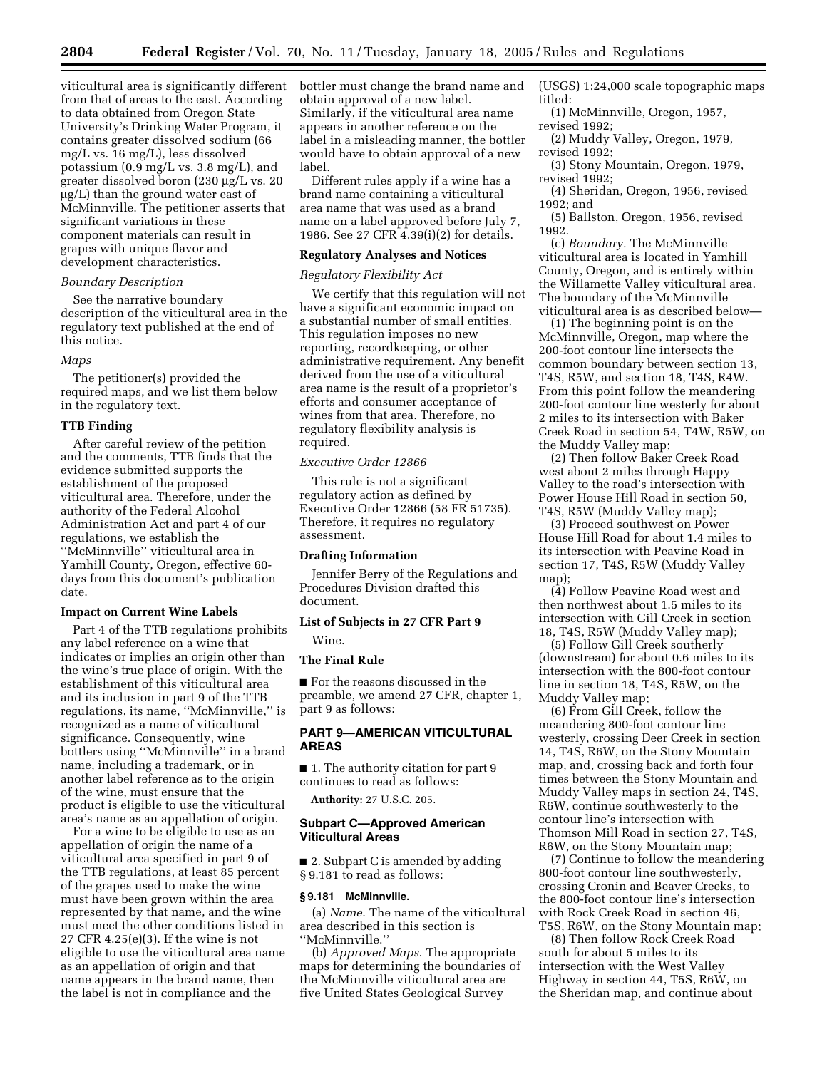viticultural area is significantly different from that of areas to the east. According to data obtained from Oregon State University's Drinking Water Program, it contains greater dissolved sodium (66 mg/L vs. 16 mg/L), less dissolved potassium (0.9 mg/L vs. 3.8 mg/L), and greater dissolved boron (230 μg/L vs. 20 μg/L) than the ground water east of McMinnville. The petitioner asserts that significant variations in these component materials can result in grapes with unique flavor and development characteristics.

*Boundary Description*

See the narrative boundary description of the viticultural area in the regulatory text published at the end of this notice.

*Maps*

The petitioner(s) provided the required maps, and we list them below in the regulatory text.

**TTB Finding**

After careful review of the petition and the comments, TTB finds that the evidence submitted supports the establishment of the proposed viticultural area. Therefore, under the authority of the Federal Alcohol Administration Act and part 4 of our regulations, we establish the ''McMinnville'' viticultural area in Yamhill County, Oregon, effective 60-days from this document's publication date.

**Impact on Current Wine Labels**

Part 4 of the TTB regulations prohibits any label reference on a wine that indicates or implies an origin other than the wine's true place of origin. With the establishment of this viticultural area and its inclusion in part 9 of the TTB regulations, its name, ''McMinnville,'' is recognized as a name of viticultural significance. Consequently, wine bottlers using ''McMinnville'' in a brand name, including a trademark, or in another label reference as to the origin of the wine, must ensure that the product is eligible to use the viticultural area's name as an appellation of origin.

For a wine to be eligible to use as an appellation of origin the name of a viticultural area specified in part 9 of the TTB regulations, at least 85 percent of the grapes used to make the wine must have been grown within the area represented by that name, and the wine must meet the other conditions listed in 27 CFR 4.25(e)(3). If the wine is not eligible to use the viticultural area name as an appellation of origin and that name appears in the brand name, then the label is not in compliance and the bottler must change the brand name and obtain approval of a new label. Similarly, if the viticultural area name appears in another reference on the label in a misleading manner, the bottler would have to obtain approval of a new label.

Different rules apply if a wine has a brand name containing a viticultural area name that was used as a brand name on a label approved before July 7, 1986. See 27 CFR 4.39(i)(2) for details.

**Regulatory Analyses and Notices**

*Regulatory Flexibility Act*

We certify that this regulation will not have a significant economic impact on a substantial number of small entities. This regulation imposes no new reporting, recordkeeping, or other administrative requirement. Any benefit derived from the use of a viticultural area name is the result of a proprietor's efforts and consumer acceptance of wines from that area. Therefore, no regulatory flexibility analysis is required.

*Executive Order 12866*

This rule is not a significant regulatory action as defined by Executive Order 12866 (58 FR 51735). Therefore, it requires no regulatory assessment.

**Drafting Information**

Jennifer Berry of the Regulations and Procedures Division drafted this document.

**List of Subjects in 27 CFR Part 9**

Wine.

**The Final Rule**

■ For the reasons discussed in the preamble, we amend 27 CFR, chapter 1, part 9 as follows:

## PART 9—AMERICAN VITICULTURAL AREAS

■ 1. The authority citation for part 9 continues to read as follows:

**Authority:** 27 U.S.C. 205.

### Subpart C—Approved American Viticultural Areas

■ 2. Subpart C is amended by adding § 9.181 to read as follows:

**§ 9.181 McMinnville.**

(a) *Name.* The name of the viticultural area described in this section is ''McMinnville.''

(b) *Approved Maps.* The appropriate maps for determining the boundaries of the McMinnville viticultural area are five United States Geological Survey (USGS) 1:24,000 scale topographic maps titled:

(1) McMinnville, Oregon, 1957, revised 1992;

(2) Muddy Valley, Oregon, 1979, revised 1992;

(3) Stony Mountain, Oregon, 1979, revised 1992;

(4) Sheridan, Oregon, 1956, revised 1992; and

(5) Ballston, Oregon, 1956, revised 1992.

(c) *Boundary.* The McMinnville viticultural area is located in Yamhill County, Oregon, and is entirely within the Willamette Valley viticultural area. The boundary of the McMinnville viticultural area is as described below—

(1) The beginning point is on the McMinnville, Oregon, map where the 200-foot contour line intersects the common boundary between section 13, T4S, R5W, and section 18, T4S, R4W. From this point follow the meandering 200-foot contour line westerly for about 2 miles to its intersection with Baker Creek Road in section 54, T4W, R5W, on the Muddy Valley map;

(2) Then follow Baker Creek Road west about 2 miles through Happy Valley to the road's intersection with Power House Hill Road in section 50, T4S, R5W (Muddy Valley map);

(3) Proceed southwest on Power House Hill Road for about 1.4 miles to its intersection with Peavine Road in section 17, T4S, R5W (Muddy Valley map);

(4) Follow Peavine Road west and then northwest about 1.5 miles to its intersection with Gill Creek in section 18, T4S, R5W (Muddy Valley map);

(5) Follow Gill Creek southerly (downstream) for about 0.6 miles to its intersection with the 800-foot contour line in section 18, T4S, R5W, on the Muddy Valley map;

(6) From Gill Creek, follow the meandering 800-foot contour line westerly, crossing Deer Creek in section 14, T4S, R6W, on the Stony Mountain map, and, crossing back and forth four times between the Stony Mountain and Muddy Valley maps in section 24, T4S, R6W, continue southwesterly to the contour line's intersection with Thomson Mill Road in section 27, T4S, R6W, on the Stony Mountain map;

(7) Continue to follow the meandering 800-foot contour line southwesterly, crossing Cronin and Beaver Creeks, to the 800-foot contour line's intersection with Rock Creek Road in section 46, T5S, R6W, on the Stony Mountain map;

(8) Then follow Rock Creek Road south for about 5 miles to its intersection with the West Valley Highway in section 44, T5S, R6W, on the Sheridan map, and continue about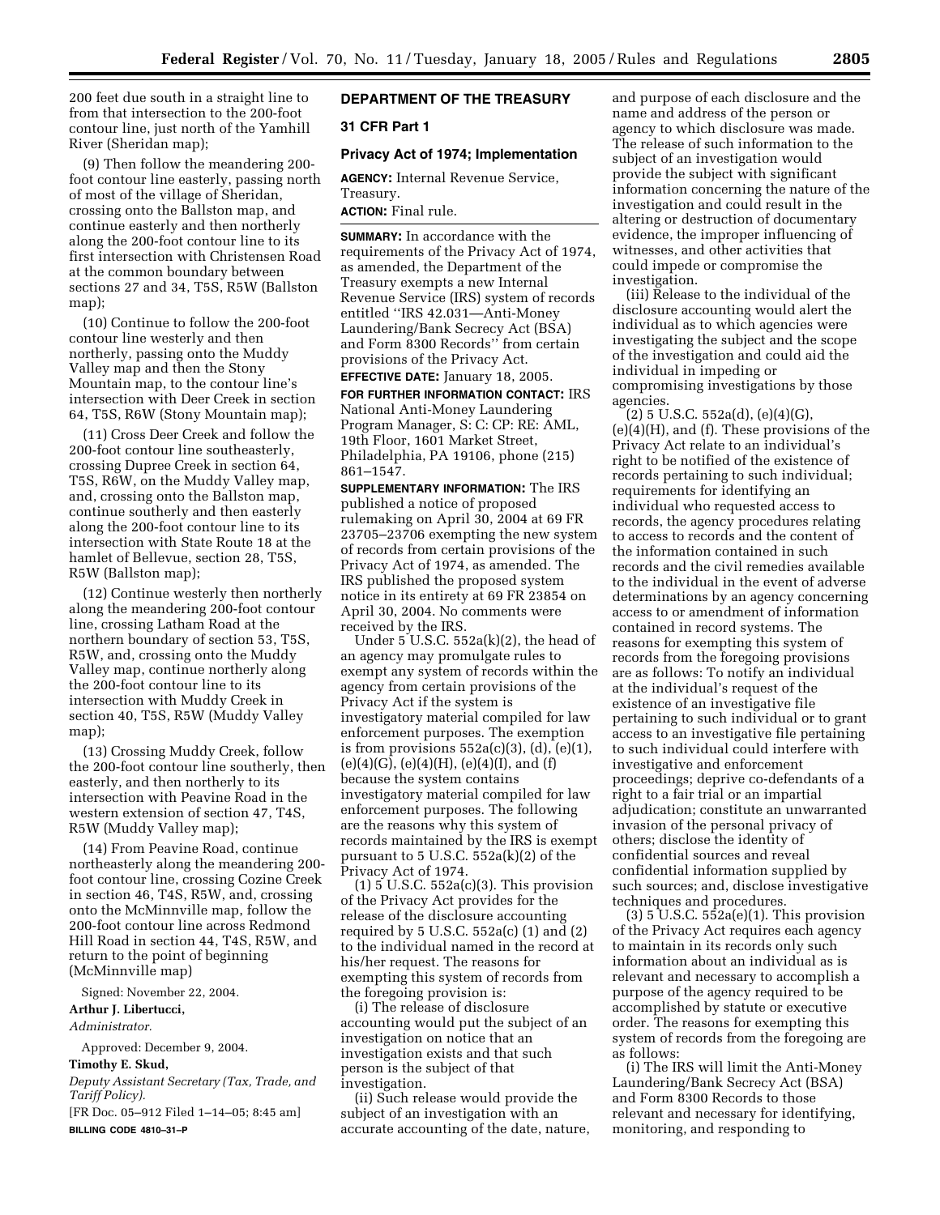200 feet due south in a straight line to from that intersection to the 200-foot contour line, just north of the Yamhill River (Sheridan map);

(9) Then follow the meandering 200-foot contour line easterly, passing north of most of the village of Sheridan, crossing onto the Ballston map, and continue easterly and then northerly along the 200-foot contour line to its first intersection with Christensen Road at the common boundary between sections 27 and 34, T5S, R5W (Ballston map);

(10) Continue to follow the 200-foot contour line westerly and then northerly, passing onto the Muddy Valley map and then the Stony Mountain map, to the contour line's intersection with Deer Creek in section 64, T5S, R6W (Stony Mountain map);

(11) Cross Deer Creek and follow the 200-foot contour line southeasterly, crossing Dupree Creek in section 64, T5S, R6W, on the Muddy Valley map, and, crossing onto the Ballston map, continue southerly and then easterly along the 200-foot contour line to its intersection with State Route 18 at the hamlet of Bellevue, section 28, T5S, R5W (Ballston map);

(12) Continue westerly then northerly along the meandering 200-foot contour line, crossing Latham Road at the northern boundary of section 53, T5S, R5W, and, crossing onto the Muddy Valley map, continue northerly along the 200-foot contour line to its intersection with Muddy Creek in section 40, T5S, R5W (Muddy Valley map);

(13) Crossing Muddy Creek, follow the 200-foot contour line southerly, then easterly, and then northerly to its intersection with Peavine Road in the western extension of section 47, T4S, R5W (Muddy Valley map);

(14) From Peavine Road, continue northeasterly along the meandering 200-foot contour line, crossing Cozine Creek in section 46, T4S, R5W, and, crossing onto the McMinnville map, follow the 200-foot contour line across Redmond Hill Road in section 44, T4S, R5W, and return to the point of beginning (McMinnville map)

Signed: November 22, 2004.

**Arthur J. Libertucci,**

*Administrator.*

Approved: December 9, 2004.

**Timothy E. Skud,**

*Deputy Assistant Secretary (Tax, Trade, and Tariff Policy).*

[FR Doc. 05–912 Filed 1–14–05; 8:45 am]

**BILLING CODE 4810–31–P**

## DEPARTMENT OF THE TREASURY

### 31 CFR Part 1

### Privacy Act of 1974; Implementation

**AGENCY:** Internal Revenue Service, Treasury.

**ACTION:** Final rule.

**SUMMARY:** In accordance with the requirements of the Privacy Act of 1974, as amended, the Department of the Treasury exempts a new Internal Revenue Service (IRS) system of records entitled ''IRS 42.031—Anti-Money Laundering/Bank Secrecy Act (BSA) and Form 8300 Records'' from certain provisions of the Privacy Act.

**EFFECTIVE DATE:** January 18, 2005.

**FOR FURTHER INFORMATION CONTACT:** IRS National Anti-Money Laundering Program Manager, S: C: CP: RE: AML, 19th Floor, 1601 Market Street, Philadelphia, PA 19106, phone (215) 861–1547.

**SUPPLEMENTARY INFORMATION:** The IRS published a notice of proposed rulemaking on April 30, 2004 at 69 FR 23705–23706 exempting the new system of records from certain provisions of the Privacy Act of 1974, as amended. The IRS published the proposed system notice in its entirety at 69 FR 23854 on April 30, 2004. No comments were received by the IRS.

Under 5 U.S.C. 552a(k)(2), the head of an agency may promulgate rules to exempt any system of records within the agency from certain provisions of the Privacy Act if the system is investigatory material compiled for law enforcement purposes. The exemption is from provisions 552a(c)(3), (d), (e)(1), (e)(4)(G), (e)(4)(H), (e)(4)(I), and (f) because the system contains investigatory material compiled for law enforcement purposes. The following are the reasons why this system of records maintained by the IRS is exempt pursuant to 5 U.S.C. 552a(k)(2) of the Privacy Act of 1974.

(1) 5 U.S.C. 552a(c)(3). This provision of the Privacy Act provides for the release of the disclosure accounting required by 5 U.S.C. 552a(c) (1) and (2) to the individual named in the record at his/her request. The reasons for exempting this system of records from the foregoing provision is:

(i) The release of disclosure accounting would put the subject of an investigation on notice that an investigation exists and that such person is the subject of that investigation.

(ii) Such release would provide the subject of an investigation with an accurate accounting of the date, nature, and purpose of each disclosure and the name and address of the person or agency to which disclosure was made. The release of such information to the subject of an investigation would provide the subject with significant information concerning the nature of the investigation and could result in the altering or destruction of documentary evidence, the improper influencing of witnesses, and other activities that could impede or compromise the investigation.

(iii) Release to the individual of the disclosure accounting would alert the individual as to which agencies were investigating the subject and the scope of the investigation and could aid the individual in impeding or compromising investigations by those agencies.

(2) 5 U.S.C. 552a(d), (e)(4)(G), (e)(4)(H), and (f). These provisions of the Privacy Act relate to an individual's right to be notified of the existence of records pertaining to such individual; requirements for identifying an individual who requested access to records, the agency procedures relating to access to records and the content of the information contained in such records and the civil remedies available to the individual in the event of adverse determinations by an agency concerning access to or amendment of information contained in record systems. The reasons for exempting this system of records from the foregoing provisions are as follows: To notify an individual at the individual's request of the existence of an investigative file pertaining to such individual or to grant access to an investigative file pertaining to such individual could interfere with investigative and enforcement proceedings; deprive co-defendants of a right to a fair trial or an impartial adjudication; constitute an unwarranted invasion of the personal privacy of others; disclose the identity of confidential sources and reveal confidential information supplied by such sources; and, disclose investigative techniques and procedures.

(3) 5 U.S.C. 552a(e)(1). This provision of the Privacy Act requires each agency to maintain in its records only such information about an individual as is relevant and necessary to accomplish a purpose of the agency required to be accomplished by statute or executive order. The reasons for exempting this system of records from the foregoing are as follows:

(i) The IRS will limit the Anti-Money Laundering/Bank Secrecy Act (BSA) and Form 8300 Records to those relevant and necessary for identifying, monitoring, and responding to